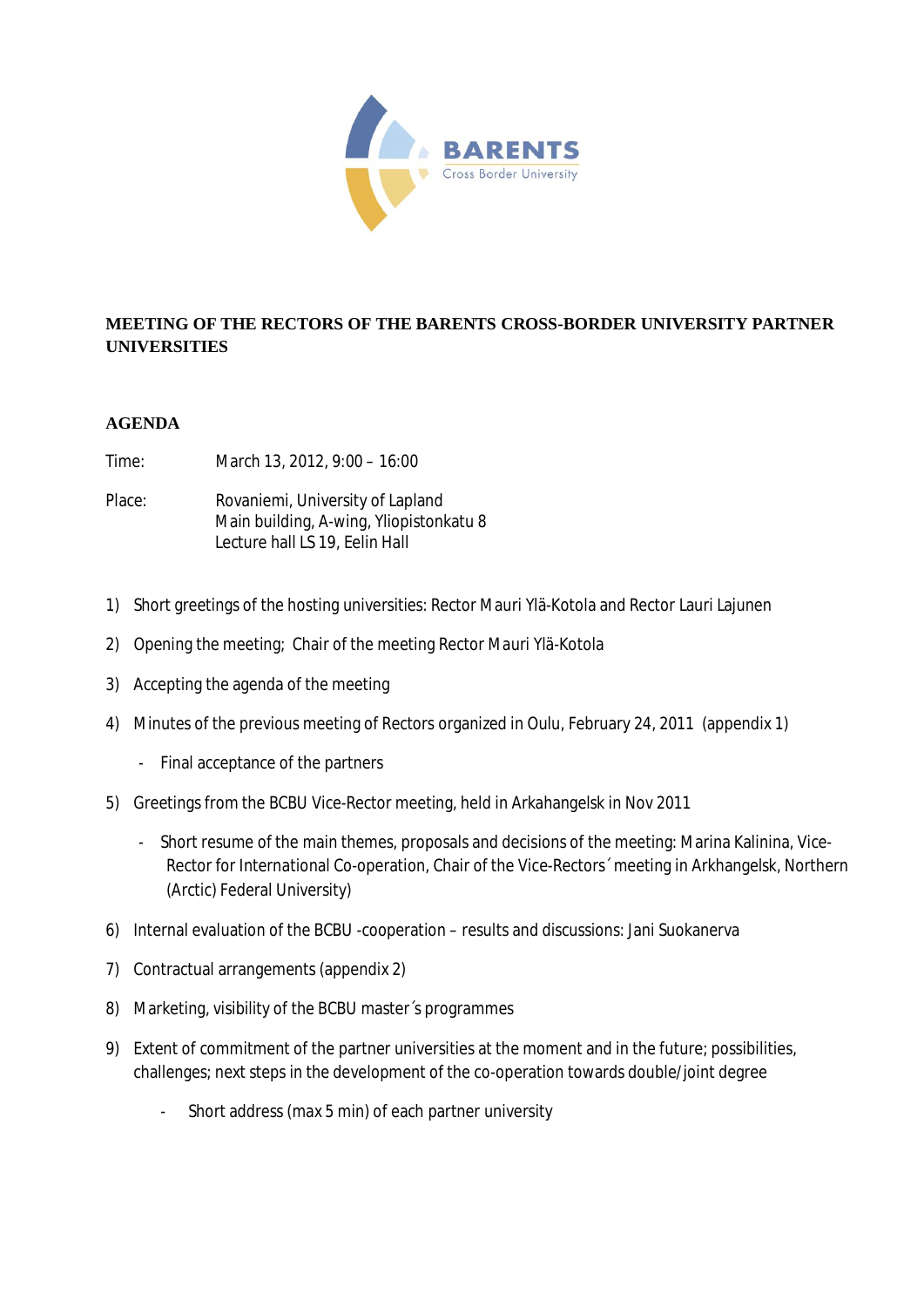BARENTS
Cross Border University

**MEETING OF THE RECTORS OF THE BARENTS CROSS-BORDER UNIVERSITY PARTNER UNIVERSITIES**

**AGENDA**

Time: March 13, 2012, 9:00 – 16:00

Place: Rovaniemi, University of Lapland
Main building, A-wing, Yliopistonkatu 8
Lecture hall LS 19, Eelin Hall

1) Short greetings of the hosting universities: Rector Mauri Ylä-Kotola and Rector Lauri Lajunen

2) Opening the meeting; Chair of the meeting Rector Mauri Ylä-Kotola

3) Accepting the agenda of the meeting

4) Minutes of the previous meeting of Rectors organized in Oulu, February 24, 2011 (appendix 1)

   - Final acceptance of the partners

5) Greetings from the BCBU Vice-Rector meeting, held in Arkahangelsk in Nov 2011

   - Short resume of the main themes, proposals and decisions of the meeting: Marina Kalinina, Vice-Rector for International Co-operation, Chair of the Vice-Rectors´ meeting in Arkhangelsk, Northern (Arctic) Federal University)

6) Internal evaluation of the BCBU -cooperation – results and discussions: Jani Suokanerva

7) Contractual arrangements (appendix 2)

8) Marketing, visibility of the BCBU master´s programmes

9) Extent of commitment of the partner universities at the moment and in the future; possibilities, challenges; next steps in the development of the co-operation towards double/joint degree

   - Short address (max 5 min) of each partner university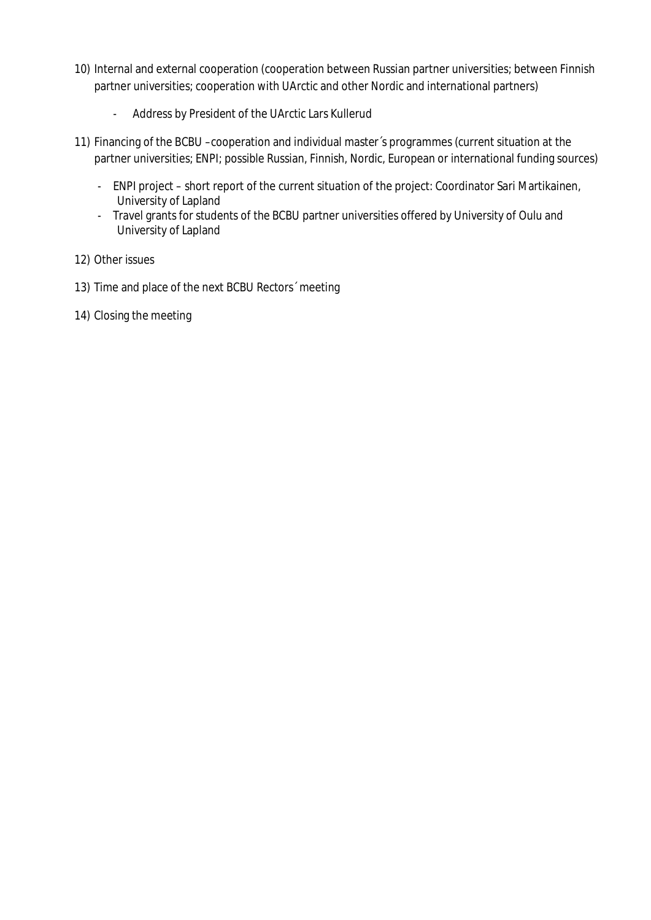10) Internal and external cooperation (cooperation between Russian partner universities; between Finnish partner universities; cooperation with UArctic and other Nordic and international partners)

    - Address by President of the UArctic Lars Kullerud

11) Financing of the BCBU –cooperation and individual master´s programmes (current situation at the partner universities; ENPI; possible Russian, Finnish, Nordic, European or international funding sources)

    - ENPI project – short report of the current situation of the project: Coordinator Sari Martikainen, University of Lapland
    - Travel grants for students of the BCBU partner universities offered by University of Oulu and University of Lapland

12) Other issues

13) Time and place of the next BCBU Rectors´ meeting

14) Closing the meeting